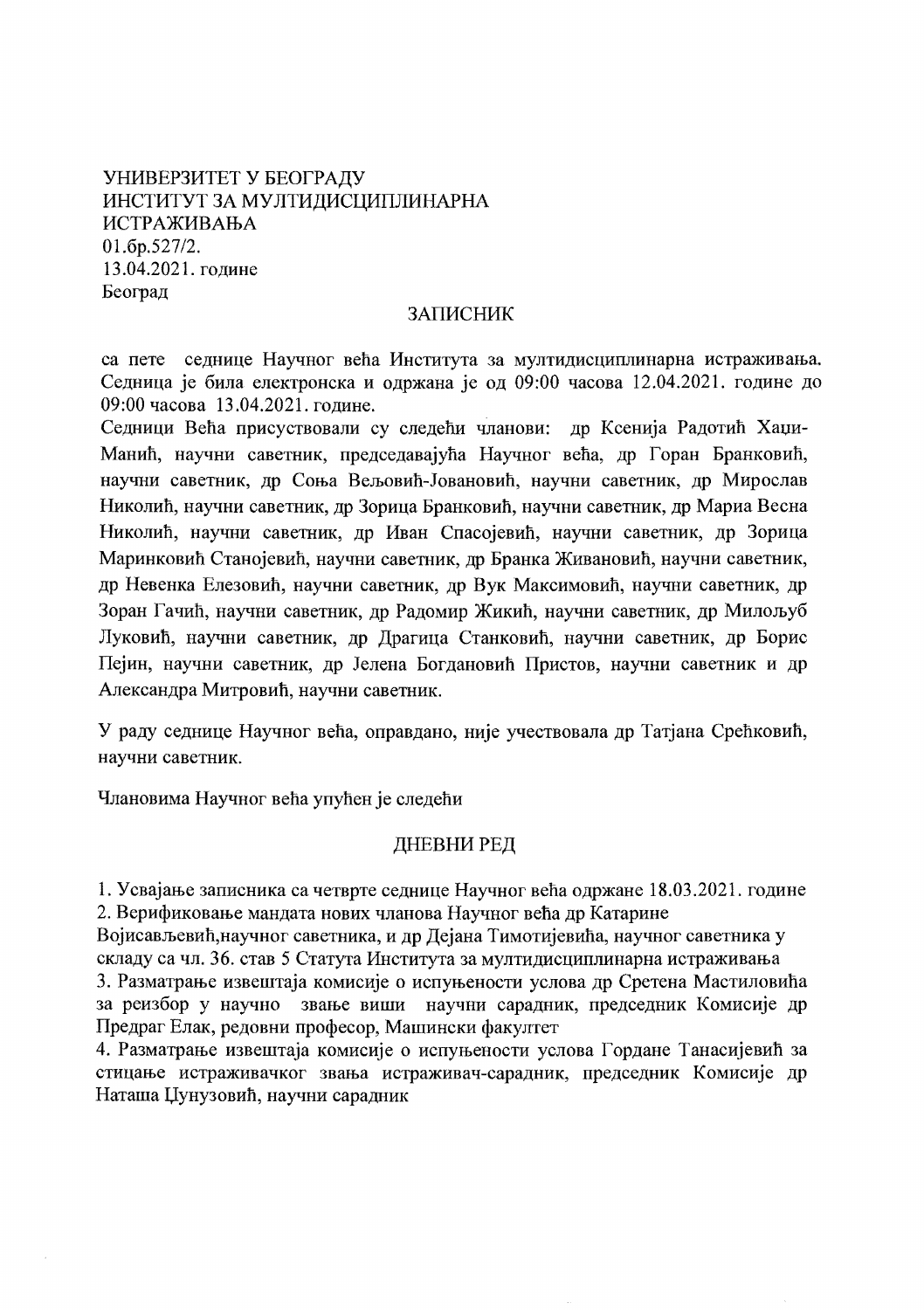УНИВЕРЗИТЕТ У БЕОГРАДУ
ИНСТИТУТ ЗА МУЛТИДИСЦИПЛИНАРНА ИСТРАЖИВАЊА
01.бр.527/2.
13.04.2021. године
Београд

## ЗАПИСНИК

са пете седнице Научног већа Института за мултидисциплинарна истраживања. Седница је била електронска и одржана је од 09:00 часова 12.04.2021. године до 09:00 часова 13.04.2021. године.
Седници Већа присуствовали су следећи чланови: др Ксенија Радотић Хаџи-Манић, научни саветник, председавајућа Научног већа, др Горан Бранковић, научни саветник, др Соња Вељовић-Јовановић, научни саветник, др Мирослав Николић, научни саветник, др Зорица Бранковић, научни саветник, др Мариа Весна Николић, научни саветник, др Иван Спасојевић, научни саветник, др Зорица Маринковић Станојевић, научни саветник, др Бранка Живановић, научни саветник, др Невенка Елезовић, научни саветник, др Вук Максимовић, научни саветник, др Зоран Гачић, научни саветник, др Радомир Жикић, научни саветник, др Милољуб Луковић, научни саветник, др Драгица Станковић, научни саветник, др Борис Пејин, научни саветник, др Јелена Богдановић Пристов, научни саветник и др Александра Митровић, научни саветник.

У раду седнице Научног већа, оправдано, није учествовала др Татјана Срећковић, научни саветник.

Члановима Научног већа упућен је следећи

## ДНЕВНИ РЕД

1. Усвајање записника са четврте седнице Научног већа одржане 18.03.2021. године
2. Верификовање мандата нових чланова Научног већа др Катарине Војисављевић,научног саветника, и др Дејана Тимотијевића, научног саветника у складу са чл. 36. став 5 Статута Института за мултидисциплинарна истраживања
3. Разматрање извештаја комисије о испуњености услова др Сретена Мастиловића за реизбор у научно звање виши научни сарадник, председник Комисије др Предраг Елак, редовни професор, Машински факултет
4. Разматрање извештаја комисије о испуњености услова Гордане Танасијевић за стицање истраживачког звања истраживач-сарадник, председник Комисије др Наташа Џунузовић, научни сарадник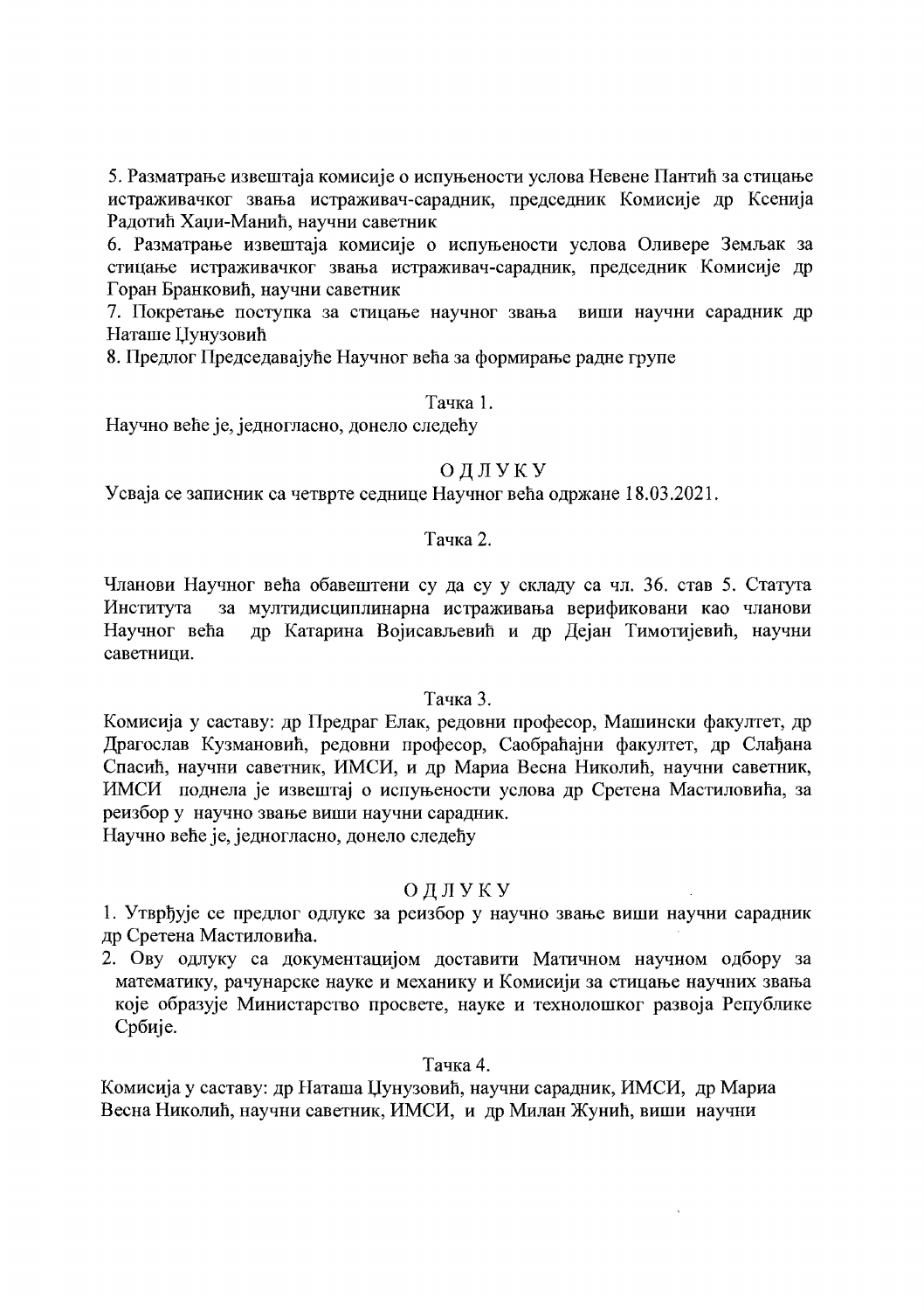5. Разматрање извештаја комисије о испуњености услова Невене Пантић за стицање истраживачког звања истраживач-сарадник, председник Комисије др Ксенија Радотић Хаџи-Манић, научни саветник

6. Разматрање извештаја комисије о испуњености услова Оливере Земљак за стицање истраживачког звања истраживач-сарадник, председник Комисије др Горан Бранковић, научни саветник

7. Покретање поступка за стицање научног звања виши научни сарадник др Наташе Џунузовић

8. Предлог Председавајуће Научног већа за формирање радне групе

Тачка 1.

Научно веће је, једногласно, донело следећу

ОДЛУКУ

Усваја се записник са четврте седнице Научног већа одржане 18.03.2021.

Тачка 2.

Чланови Научног већа обавештени су да су у складу са чл. 36. став 5. Статута Института за мултидисциплинарна истраживања верификовани као чланови Научног већа др Катарина Војисављевић и др Дејан Тимотијевић, научни саветници.

Тачка 3.

Комисија у саставу: др Предраг Елак, редовни професор, Машински факултет, др Драгослав Кузмановић, редовни професор, Саобраћајни факултет, др Слађана Спасић, научни саветник, ИМСИ, и др Мариа Весна Николић, научни саветник, ИМСИ поднела је извештај о испуњености услова др Сретена Мастиловића, за реизбор у научно звање виши научни сарадник.

Научно веће је, једногласно, донело следећу

ОДЛУКУ

1. Утврђује се предлог одлуке за реизбор у научно звање виши научни сарадник др Сретена Мастиловића.
2. Ову одлуку са документацијом доставити Матичном научном одбору за математику, рачунарске науке и механику и Комисији за стицање научних звања које образује Министарство просвете, науке и технолошког развоја Републике Србије.

Тачка 4.

Комисија у саставу: др Наташа Џунузовић, научни сарадник, ИМСИ, др Мариа Весна Николић, научни саветник, ИМСИ, и др Милан Жунић, виши научни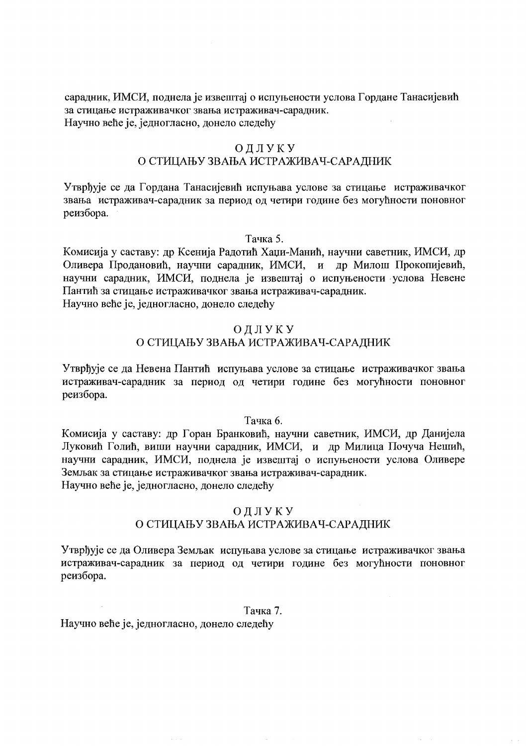сарадник, ИМСИ, поднела је извештај о испуњености услова Гордане Танасијевић за стицање истраживачког звања истраживач-сарадник.
Научно веће је, једногласно, донело следећу

**ОДЛУКУ**
**О СТИЦАЊУ ЗВАЊА ИСТРАЖИВАЧ-САРАДНИК**

Утврђује се да Гордана Танасијевић испуњава услове за стицање истраживачког звања истраживач-сарадник за период од четири године без могућности поновног реизбора.

Тачка 5.

Комисија у саставу: др Ксенија Радотић Хаџи-Манић, научни саветник, ИМСИ, др Оливера Продановић, научни сарадник, ИМСИ, и др Милош Прокопијевић, научни сарадник, ИМСИ, поднела је извештај о испуњености услова Невене Пантић за стицање истраживачког звања истраживач-сарадник.
Научно веће је, једногласно, донело следећу

**ОДЛУКУ**
**О СТИЦАЊУ ЗВАЊА ИСТРАЖИВАЧ-САРАДНИК**

Утврђује се да Невена Пантић испуњава услове за стицање истраживачког звања истраживач-сарадник за период од четири године без могућности поновног реизбора.

Тачка 6.

Комисија у саставу: др Горан Бранковић, научни саветник, ИМСИ, др Данијела Луковић Голић, виши научни сарадник, ИМСИ, и др Милица Почуча Нешић, научни сарадник, ИМСИ, поднела је извештај о испуњености услова Оливере Земљак за стицање истраживачког звања истраживач-сарадник.
Научно веће је, једногласно, донело следећу

**ОДЛУКУ**
**О СТИЦАЊУ ЗВАЊА ИСТРАЖИВАЧ-САРАДНИК**

Утврђује се да Оливера Земљак испуњава услове за стицање истраживачког звања истраживач-сарадник за период од четири године без могућности поновног реизбора.

Тачка 7.

Научно веће је, једногласно, донело следећу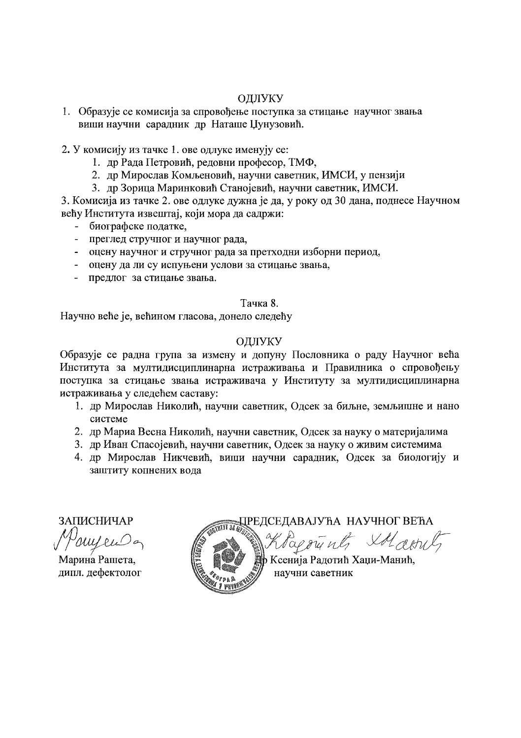ОДЛУКУ

1. Образује се комисија за спровођење поступка за стицање научног звања виши научни сарадник др Наташе Цунузовић.

2. У комисију из тачке 1. ове одлуке именују се:
   1. др Рада Петровић, редовни професор, ТМФ,
   2. др Мирослав Комљеновић, научни саветник, ИМСИ, у пензији
   3. др Зорица Маринковић Станојевић, научни саветник, ИМСИ.

3. Комисија из тачке 2. ове одлуке дужна је да, у року од 30 дана, поднесе Научном већу Института извештај, који мора да садржи:
   - биографске податке,
   - преглед стручног и научног рада,
   - оцену научног и стручног рада за претходни изборни период,
   - оцену да ли су испуњени услови за стицање звања,
   - предлог за стицање звања.

Тачка 8.

Научно веће је, већином гласова, донело следећу

ОДЛУКУ

Образује се радна група за измену и допуну Пословника о раду Научног већа Института за мултидисциплинарна истраживања и Правилника о спровођењу поступка за стицање звања истраживача у Институту за мултидисциплинарна истраживања у следећем саставу:

1. др Мирослав Николић, научни саветник, Одсек за биљне, земљишне и нано системе
2. др Мариа Весна Николић, научни саветник, Одсек за науку о материјалима
3. др Иван Спасојевић, научни саветник, Одсек за науку о живим системима
4. др Мирослав Никчевић, виши научни сарадник, Одсек за биологију и заштиту копнених вода

ЗАПИСНИЧАР

Марина Рашета,
дипл. дефектолог

ПРЕДСЕДАВАЈУЋА НАУЧНОГ ВЕЋА

др Ксенија Радотић Хаџи-Манић,
научни саветник